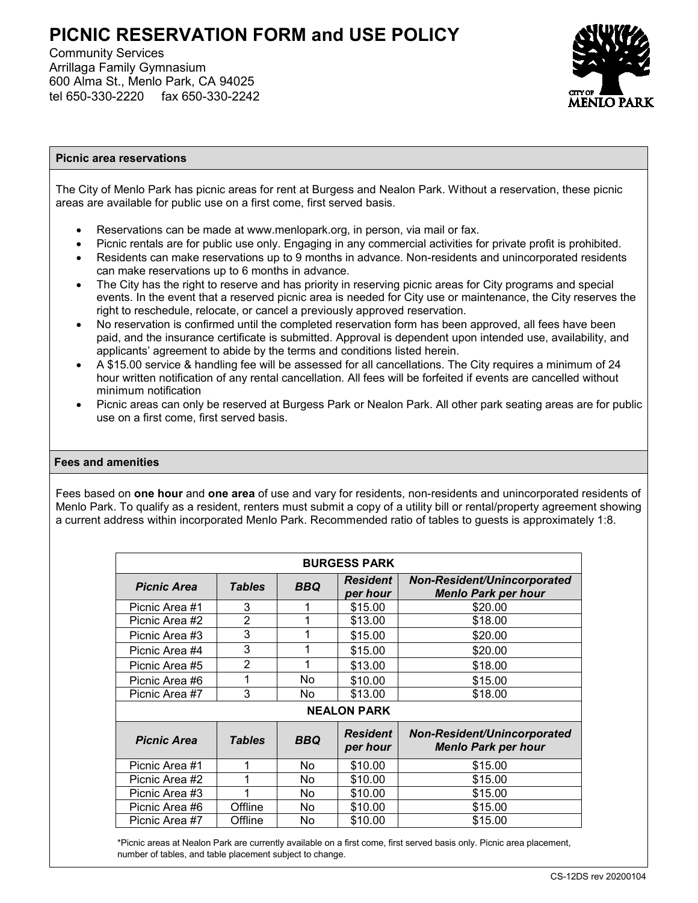# PICNIC RESERVATION FORM and USE POLICY

Community Services
Arrillaga Family Gymnasium
600 Alma St., Menlo Park, CA 94025
tel 650-330-2220 fax 650-330-2242

## Picnic area reservations

The City of Menlo Park has picnic areas for rent at Burgess and Nealon Park. Without a reservation, these picnic areas are available for public use on a first come, first served basis.

- Reservations can be made at www.menlopark.org, in person, via mail or fax.
- Picnic rentals are for public use only. Engaging in any commercial activities for private profit is prohibited.
- Residents can make reservations up to 9 months in advance. Non-residents and unincorporated residents can make reservations up to 6 months in advance.
- The City has the right to reserve and has priority in reserving picnic areas for City programs and special events. In the event that a reserved picnic area is needed for City use or maintenance, the City reserves the right to reschedule, relocate, or cancel a previously approved reservation.
- No reservation is confirmed until the completed reservation form has been approved, all fees have been paid, and the insurance certificate is submitted. Approval is dependent upon intended use, availability, and applicants' agreement to abide by the terms and conditions listed herein.
- A $15.00 service & handling fee will be assessed for all cancellations. The City requires a minimum of 24 hour written notification of any rental cancellation. All fees will be forfeited if events are cancelled without minimum notification
- Picnic areas can only be reserved at Burgess Park or Nealon Park. All other park seating areas are for public use on a first come, first served basis.

## Fees and amenities

Fees based on **one hour** and **one area** of use and vary for residents, non-residents and unincorporated residents of Menlo Park. To qualify as a resident, renters must submit a copy of a utility bill or rental/property agreement showing a current address within incorporated Menlo Park. Recommended ratio of tables to guests is approximately 1:8.

| BURGESS PARK | | | | |
|---|---|---|---|---|
| ***Picnic Area*** | ***Tables*** | ***BBQ*** | ***Resident per hour*** | ***Non-Resident/Unincorporated Menlo Park per hour*** |
| Picnic Area #1 | 3 | 1 | $15.00 | $20.00 |
| Picnic Area #2 | 2 | 1 | $13.00 | $18.00 |
| Picnic Area #3 | 3 | 1 | $15.00 | $20.00 |
| Picnic Area #4 | 3 | 1 | $15.00 | $20.00 |
| Picnic Area #5 | 2 | 1 | $13.00 | $18.00 |
| Picnic Area #6 | 1 | No | $10.00 | $15.00 |
| Picnic Area #7 | 3 | No | $13.00 | $18.00 |
| **NEALON PARK** | | | | |
| ***Picnic Area*** | ***Tables*** | ***BBQ*** | ***Resident per hour*** | ***Non-Resident/Unincorporated Menlo Park per hour*** |
| Picnic Area #1 | 1 | No | $10.00 | $15.00 |
| Picnic Area #2 | 1 | No | $10.00 | $15.00 |
| Picnic Area #3 | 1 | No | $10.00 | $15.00 |
| Picnic Area #6 | Offline | No | $10.00 | $15.00 |
| Picnic Area #7 | Offline | No | $10.00 | $15.00 |

*Picnic areas at Nealon Park are currently available on a first come, first served basis only. Picnic area placement, number of tables, and table placement subject to change.

CS-12DS rev 20200104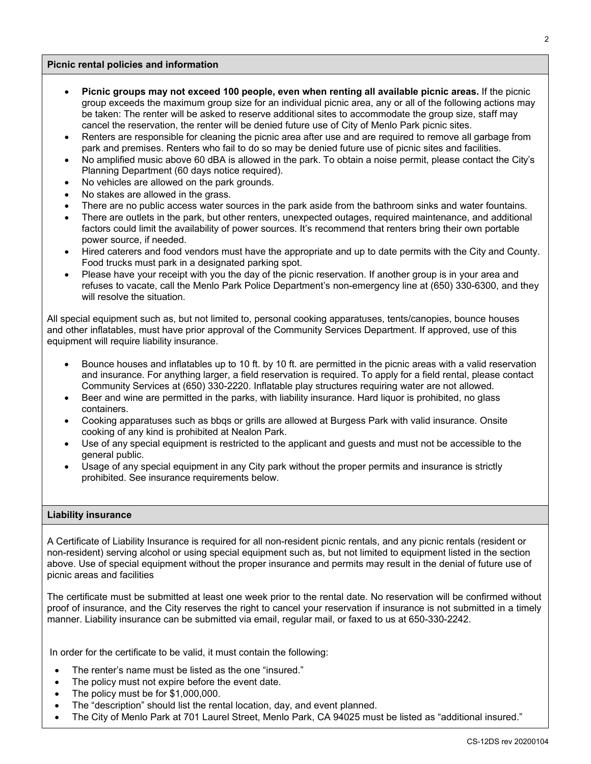## Picnic rental policies and information

- **Picnic groups may not exceed 100 people, even when renting all available picnic areas.** If the picnic group exceeds the maximum group size for an individual picnic area, any or all of the following actions may be taken: The renter will be asked to reserve additional sites to accommodate the group size, staff may cancel the reservation, the renter will be denied future use of City of Menlo Park picnic sites.
- Renters are responsible for cleaning the picnic area after use and are required to remove all garbage from park and premises. Renters who fail to do so may be denied future use of picnic sites and facilities.
- No amplified music above 60 dBA is allowed in the park. To obtain a noise permit, please contact the City's Planning Department (60 days notice required).
- No vehicles are allowed on the park grounds.
- No stakes are allowed in the grass.
- There are no public access water sources in the park aside from the bathroom sinks and water fountains.
- There are outlets in the park, but other renters, unexpected outages, required maintenance, and additional factors could limit the availability of power sources. It's recommend that renters bring their own portable power source, if needed.
- Hired caterers and food vendors must have the appropriate and up to date permits with the City and County. Food trucks must park in a designated parking spot.
- Please have your receipt with you the day of the picnic reservation. If another group is in your area and refuses to vacate, call the Menlo Park Police Department's non-emergency line at (650) 330-6300, and they will resolve the situation.

All special equipment such as, but not limited to, personal cooking apparatuses, tents/canopies, bounce houses and other inflatables, must have prior approval of the Community Services Department. If approved, use of this equipment will require liability insurance.

- Bounce houses and inflatables up to 10 ft. by 10 ft. are permitted in the picnic areas with a valid reservation and insurance. For anything larger, a field reservation is required. To apply for a field rental, please contact Community Services at (650) 330-2220. Inflatable play structures requiring water are not allowed.
- Beer and wine are permitted in the parks, with liability insurance. Hard liquor is prohibited, no glass containers.
- Cooking apparatuses such as bbqs or grills are allowed at Burgess Park with valid insurance. Onsite cooking of any kind is prohibited at Nealon Park.
- Use of any special equipment is restricted to the applicant and guests and must not be accessible to the general public.
- Usage of any special equipment in any City park without the proper permits and insurance is strictly prohibited. See insurance requirements below.

## Liability insurance

A Certificate of Liability Insurance is required for all non-resident picnic rentals, and any picnic rentals (resident or non-resident) serving alcohol or using special equipment such as, but not limited to equipment listed in the section above. Use of special equipment without the proper insurance and permits may result in the denial of future use of picnic areas and facilities

The certificate must be submitted at least one week prior to the rental date. No reservation will be confirmed without proof of insurance, and the City reserves the right to cancel your reservation if insurance is not submitted in a timely manner. Liability insurance can be submitted via email, regular mail, or faxed to us at 650-330-2242.

In order for the certificate to be valid, it must contain the following:

- The renter's name must be listed as the one "insured."
- The policy must not expire before the event date.
- The policy must be for $1,000,000.
- The "description" should list the rental location, day, and event planned.
- The City of Menlo Park at 701 Laurel Street, Menlo Park, CA 94025 must be listed as "additional insured."

CS-12DS rev 20200104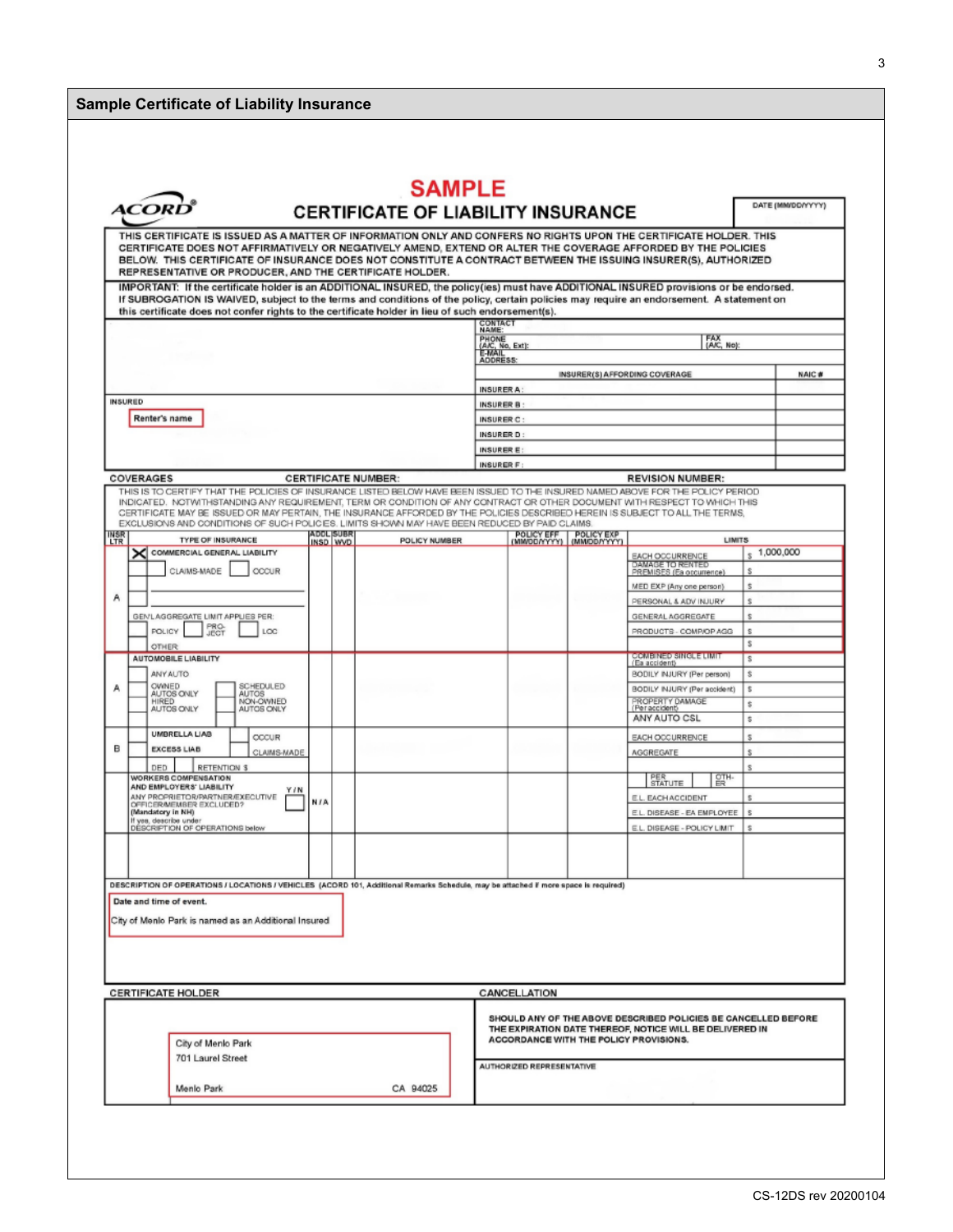## Sample Certificate of Liability Insurance

**SAMPLE**

**ACORD**

# CERTIFICATE OF LIABILITY INSURANCE

DATE (MM/DD/YYYY)

THIS CERTIFICATE IS ISSUED AS A MATTER OF INFORMATION ONLY AND CONFERS NO RIGHTS UPON THE CERTIFICATE HOLDER. THIS CERTIFICATE DOES NOT AFFIRMATIVELY OR NEGATIVELY AMEND, EXTEND OR ALTER THE COVERAGE AFFORDED BY THE POLICIES BELOW. THIS CERTIFICATE OF INSURANCE DOES NOT CONSTITUTE A CONTRACT BETWEEN THE ISSUING INSURER(S), AUTHORIZED REPRESENTATIVE OR PRODUCER, AND THE CERTIFICATE HOLDER.

IMPORTANT: If the certificate holder is an ADDITIONAL INSURED, the policy(ies) must have ADDITIONAL INSURED provisions or be endorsed. If SUBROGATION IS WAIVED, subject to the terms and conditions of the policy, certain policies may require an endorsement. A statement on this certificate does not confer rights to the certificate holder in lieu of such endorsement(s).

CONTACT NAME:
PHONE (A/C, No, Ext): FAX (A/C, No):
E-MAIL ADDRESS:

| INSURER(S) AFFORDING COVERAGE | NAIC # |
|---|---|
| INSURER A : | |
| INSURER B : | |
| INSURER C : | |
| INSURER D : | |
| INSURER E : | |
| INSURER F : | |

INSURED

Renter's name

COVERAGES CERTIFICATE NUMBER: REVISION NUMBER:

THIS IS TO CERTIFY THAT THE POLICIES OF INSURANCE LISTED BELOW HAVE BEEN ISSUED TO THE INSURED NAMED ABOVE FOR THE POLICY PERIOD INDICATED. NOTWITHSTANDING ANY REQUIREMENT, TERM OR CONDITION OF ANY CONTRACT OR OTHER DOCUMENT WITH RESPECT TO WHICH THIS CERTIFICATE MAY BE ISSUED OR MAY PERTAIN, THE INSURANCE AFFORDED BY THE POLICIES DESCRIBED HEREIN IS SUBJECT TO ALL THE TERMS, EXCLUSIONS AND CONDITIONS OF SUCH POLICIES. LIMITS SHOWN MAY HAVE BEEN REDUCED BY PAID CLAIMS.

| INSR LTR | TYPE OF INSURANCE | ADDL INSD | SUBR WVD | POLICY NUMBER | POLICY EFF (MM/DD/YYYY) | POLICY EXP (MM/DD/YYYY) | LIMITS | |
|---|---|---|---|---|---|---|---|---|
| A | X COMMERCIAL GENERAL LIABILITY | | | | | | EACH OCCURRENCE | $ 1,000,000 |
| | CLAIMS-MADE / OCCUR | | | | | | DAMAGE TO RENTED PREMISES (Ea occurrence) | $ |
| | | | | | | | MED EXP (Any one person) | $ |
| | | | | | | | PERSONAL & ADV INJURY | $ |
| | GEN'L AGGREGATE LIMIT APPLIES PER: | | | | | | GENERAL AGGREGATE | $ |
| | POLICY / PRO-JECT / LOC | | | | | | PRODUCTS - COMP/OP AGG | $ |
| | OTHER: | | | | | | | $ |
| A | AUTOMOBILE LIABILITY | | | | | | COMBINED SINGLE LIMIT (Ea accident) | $ |
| | ANY AUTO | | | | | | BODILY INJURY (Per person) | $ |
| | OWNED AUTOS ONLY / SCHEDULED AUTOS | | | | | | BODILY INJURY (Per accident) | $ |
| | HIRED AUTOS ONLY / NON-OWNED AUTOS ONLY | | | | | | PROPERTY DAMAGE (Per accident) | $ |
| | | | | | | | ANY AUTO CSL | $ |
| B | UMBRELLA LIAB / OCCUR | | | | | | EACH OCCURRENCE | $ |
| | EXCESS LIAB / CLAIMS-MADE | | | | | | AGGREGATE | $ |
| | DED / RETENTION $ | | | | | | | $ |
| | WORKERS COMPENSATION AND EMPLOYERS' LIABILITY Y/N | | | | | | PER STATUTE / OTH-ER | |
| | ANY PROPRIETOR/PARTNER/EXECUTIVE OFFICER/MEMBER EXCLUDED? (Mandatory in NH) | N/A | | | | | E.L. EACH ACCIDENT | $ |
| | If yes, describe under DESCRIPTION OF OPERATIONS below | | | | | | E.L. DISEASE - EA EMPLOYEE | $ |
| | | | | | | | E.L. DISEASE - POLICY LIMIT | $ |

DESCRIPTION OF OPERATIONS / LOCATIONS / VEHICLES (ACORD 101, Additional Remarks Schedule, may be attached if more space is required)

Date and time of event.

City of Menlo Park is named as an Additional Insured

CERTIFICATE HOLDER

City of Menlo Park
701 Laurel Street
Menlo Park CA 94025

CANCELLATION

SHOULD ANY OF THE ABOVE DESCRIBED POLICIES BE CANCELLED BEFORE THE EXPIRATION DATE THEREOF, NOTICE WILL BE DELIVERED IN ACCORDANCE WITH THE POLICY PROVISIONS.

AUTHORIZED REPRESENTATIVE

CS-12DS rev 20200104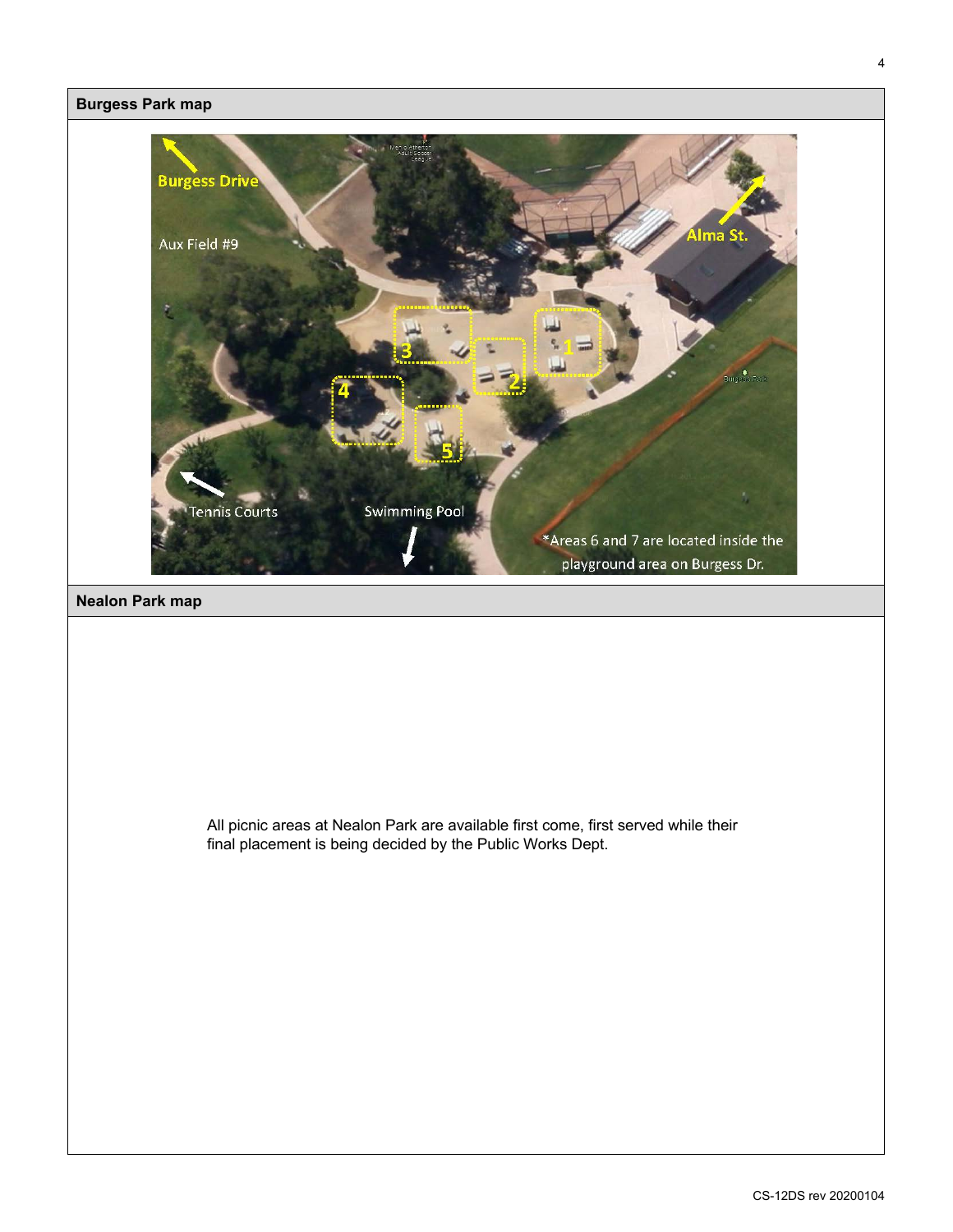## Burgess Park map

Burgess Drive

Aux Field #9

Alma St.

Tennis Courts

Swimming Pool

*Areas 6 and 7 are located inside the playground area on Burgess Dr.

## Nealon Park map

All picnic areas at Nealon Park are available first come, first served while their final placement is being decided by the Public Works Dept.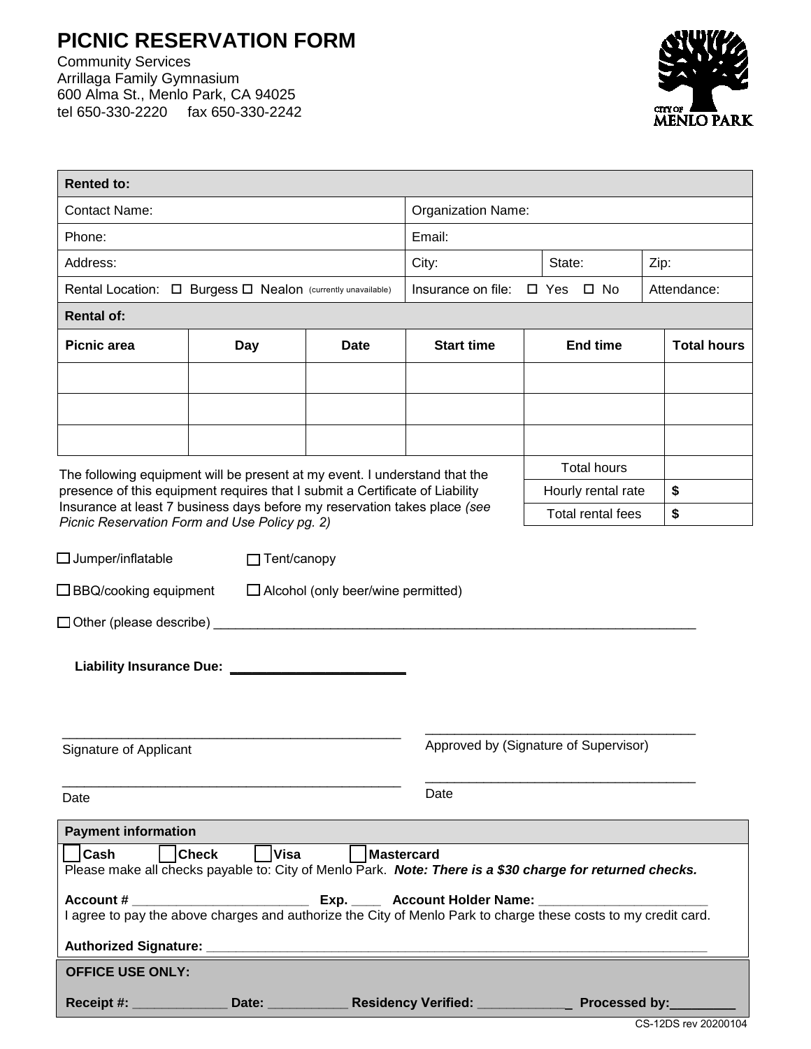# PICNIC RESERVATION FORM

Community Services
Arrillaga Family Gymnasium
600 Alma St., Menlo Park, CA 94025
tel 650-330-2220 fax 650-330-2242

| | | | |
|---|---|---|---|
| **Rented to:** | | | |
| Contact Name: | Organization Name: | | |
| Phone: | Email: | | |
| Address: | City: | State: | Zip: |
| Rental Location: ☐ Burgess ☐ Nealon (currently unavailable) | Insurance on file: ☐ Yes ☐ No | | Attendance: |

**Rental of:**

| Picnic area | Day | Date | Start time | End time | Total hours |
|---|---|---|---|---|---|
| | | | | | |
| | | | | | |
| | | | | | |
| | | | | Total hours | |
| | | | | Hourly rental rate | $ |
| | | | | Total rental fees | $ |

The following equipment will be present at my event. I understand that the presence of this equipment requires that I submit a Certificate of Liability Insurance at least 7 business days before my reservation takes place *(see Picnic Reservation Form and Use Policy pg. 2)*

☐ Jumper/inflatable ☐ Tent/canopy

☐ BBQ/cooking equipment ☐ Alcohol (only beer/wine permitted)

☐ Other (please describe) ____________________________________________

**Liability Insurance Due:** ______________________

______________________________ Signature of Applicant

______________________________ Approved by (Signature of Supervisor)

______________________________ Date

______________________________ Date

**Payment information**

☐ **Cash** ☐ **Check** ☐ **Visa** ☐ **Mastercard**

Please make all checks payable to: City of Menlo Park. ***Note: There is a $30 charge for returned checks.***

**Account #** ________________________ **Exp.** ____ **Account Holder Name:** ______________________

I agree to pay the above charges and authorize the City of Menlo Park to charge these costs to my credit card.

**Authorized Signature:** ____________________________________________

**OFFICE USE ONLY:**

**Receipt #:** _____________ **Date:** ___________ **Residency Verified:** ____________ **Processed by:** _________

CS-12DS rev 20200104